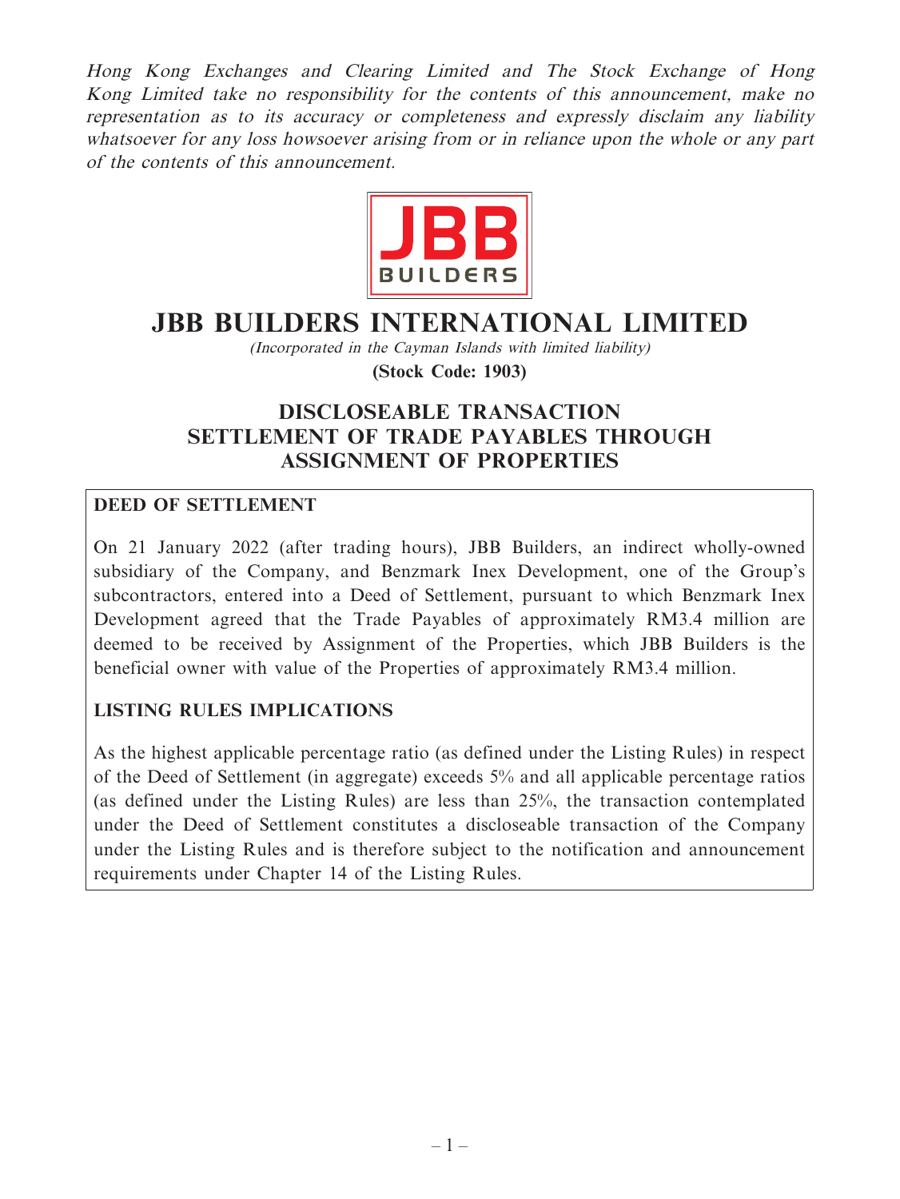*Hong Kong Exchanges and Clearing Limited and The Stock Exchange of Hong Kong Limited take no responsibility for the contents of this announcement, make no representation as to its accuracy or completeness and expressly disclaim any liability whatsoever for any loss howsoever arising from or in reliance upon the whole or any part of the contents of this announcement.*

# JBB BUILDERS INTERNATIONAL LIMITED

*(Incorporated in the Cayman Islands with limited liability)*

**(Stock Code: 1903)**

## DISCLOSEABLE TRANSACTION SETTLEMENT OF TRADE PAYABLES THROUGH ASSIGNMENT OF PROPERTIES

**DEED OF SETTLEMENT**

On 21 January 2022 (after trading hours), JBB Builders, an indirect wholly-owned subsidiary of the Company, and Benzmark Inex Development, one of the Group's subcontractors, entered into a Deed of Settlement, pursuant to which Benzmark Inex Development agreed that the Trade Payables of approximately RM3.4 million are deemed to be received by Assignment of the Properties, which JBB Builders is the beneficial owner with value of the Properties of approximately RM3.4 million.

**LISTING RULES IMPLICATIONS**

As the highest applicable percentage ratio (as defined under the Listing Rules) in respect of the Deed of Settlement (in aggregate) exceeds 5% and all applicable percentage ratios (as defined under the Listing Rules) are less than 25%, the transaction contemplated under the Deed of Settlement constitutes a discloseable transaction of the Company under the Listing Rules and is therefore subject to the notification and announcement requirements under Chapter 14 of the Listing Rules.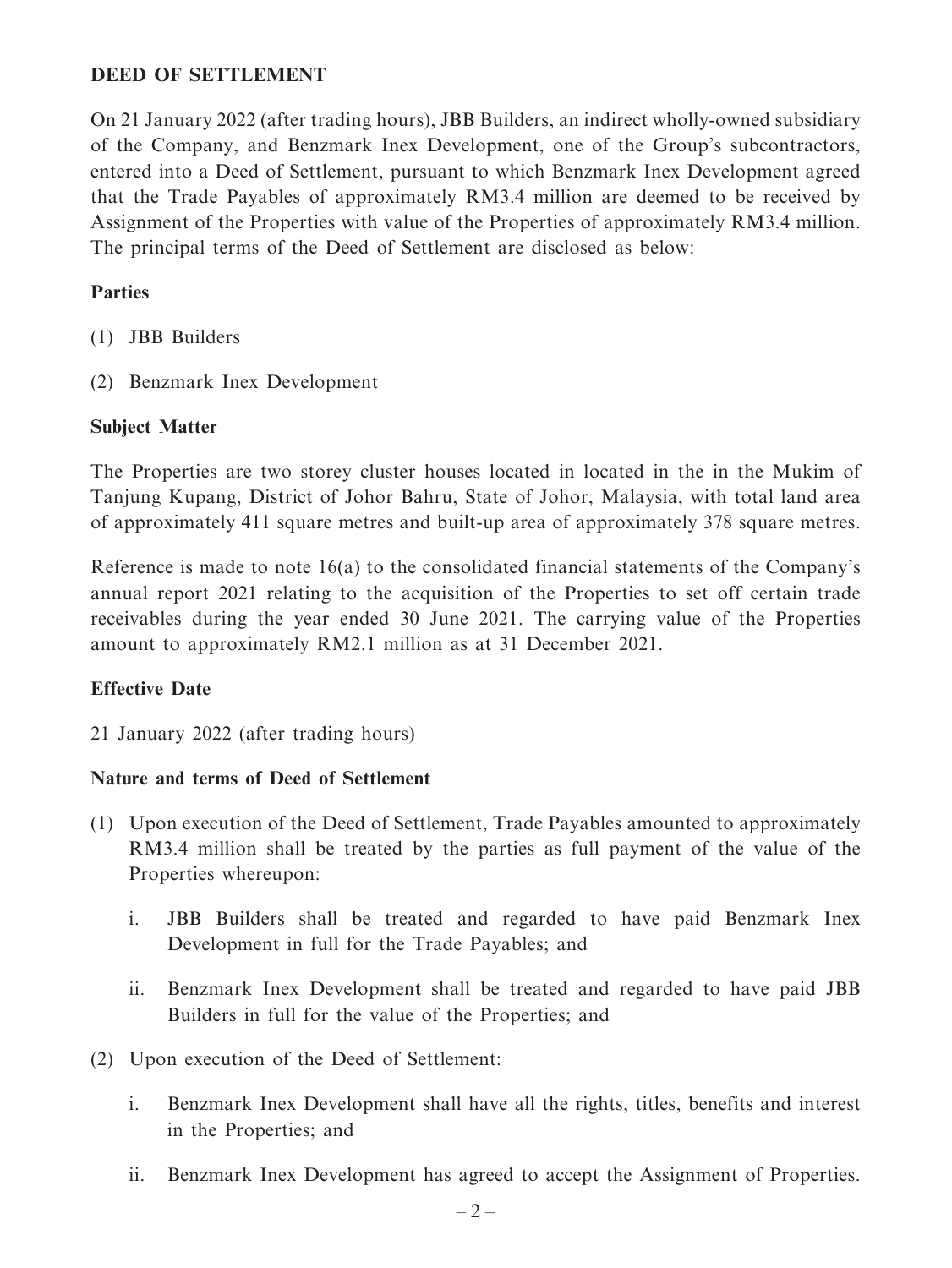**DEED OF SETTLEMENT**

On 21 January 2022 (after trading hours), JBB Builders, an indirect wholly-owned subsidiary of the Company, and Benzmark Inex Development, one of the Group's subcontractors, entered into a Deed of Settlement, pursuant to which Benzmark Inex Development agreed that the Trade Payables of approximately RM3.4 million are deemed to be received by Assignment of the Properties with value of the Properties of approximately RM3.4 million. The principal terms of the Deed of Settlement are disclosed as below:

**Parties**

(1) JBB Builders

(2) Benzmark Inex Development

**Subject Matter**

The Properties are two storey cluster houses located in located in the in the Mukim of Tanjung Kupang, District of Johor Bahru, State of Johor, Malaysia, with total land area of approximately 411 square metres and built-up area of approximately 378 square metres.

Reference is made to note 16(a) to the consolidated financial statements of the Company's annual report 2021 relating to the acquisition of the Properties to set off certain trade receivables during the year ended 30 June 2021. The carrying value of the Properties amount to approximately RM2.1 million as at 31 December 2021.

**Effective Date**

21 January 2022 (after trading hours)

**Nature and terms of Deed of Settlement**

(1) Upon execution of the Deed of Settlement, Trade Payables amounted to approximately RM3.4 million shall be treated by the parties as full payment of the value of the Properties whereupon:

   i. JBB Builders shall be treated and regarded to have paid Benzmark Inex Development in full for the Trade Payables; and

   ii. Benzmark Inex Development shall be treated and regarded to have paid JBB Builders in full for the value of the Properties; and

(2) Upon execution of the Deed of Settlement:

   i. Benzmark Inex Development shall have all the rights, titles, benefits and interest in the Properties; and

   ii. Benzmark Inex Development has agreed to accept the Assignment of Properties.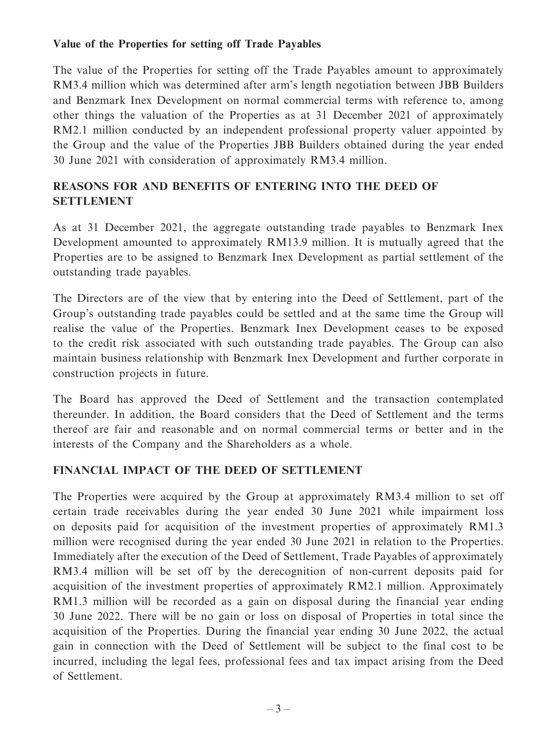**Value of the Properties for setting off Trade Payables**

The value of the Properties for setting off the Trade Payables amount to approximately RM3.4 million which was determined after arm's length negotiation between JBB Builders and Benzmark Inex Development on normal commercial terms with reference to, among other things the valuation of the Properties as at 31 December 2021 of approximately RM2.1 million conducted by an independent professional property valuer appointed by the Group and the value of the Properties JBB Builders obtained during the year ended 30 June 2021 with consideration of approximately RM3.4 million.

## REASONS FOR AND BENEFITS OF ENTERING INTO THE DEED OF SETTLEMENT

As at 31 December 2021, the aggregate outstanding trade payables to Benzmark Inex Development amounted to approximately RM13.9 million. It is mutually agreed that the Properties are to be assigned to Benzmark Inex Development as partial settlement of the outstanding trade payables.

The Directors are of the view that by entering into the Deed of Settlement, part of the Group's outstanding trade payables could be settled and at the same time the Group will realise the value of the Properties. Benzmark Inex Development ceases to be exposed to the credit risk associated with such outstanding trade payables. The Group can also maintain business relationship with Benzmark Inex Development and further corporate in construction projects in future.

The Board has approved the Deed of Settlement and the transaction contemplated thereunder. In addition, the Board considers that the Deed of Settlement and the terms thereof are fair and reasonable and on normal commercial terms or better and in the interests of the Company and the Shareholders as a whole.

## FINANCIAL IMPACT OF THE DEED OF SETTLEMENT

The Properties were acquired by the Group at approximately RM3.4 million to set off certain trade receivables during the year ended 30 June 2021 while impairment loss on deposits paid for acquisition of the investment properties of approximately RM1.3 million were recognised during the year ended 30 June 2021 in relation to the Properties. Immediately after the execution of the Deed of Settlement, Trade Payables of approximately RM3.4 million will be set off by the derecognition of non-current deposits paid for acquisition of the investment properties of approximately RM2.1 million. Approximately RM1.3 million will be recorded as a gain on disposal during the financial year ending 30 June 2022. There will be no gain or loss on disposal of Properties in total since the acquisition of the Properties. During the financial year ending 30 June 2022, the actual gain in connection with the Deed of Settlement will be subject to the final cost to be incurred, including the legal fees, professional fees and tax impact arising from the Deed of Settlement.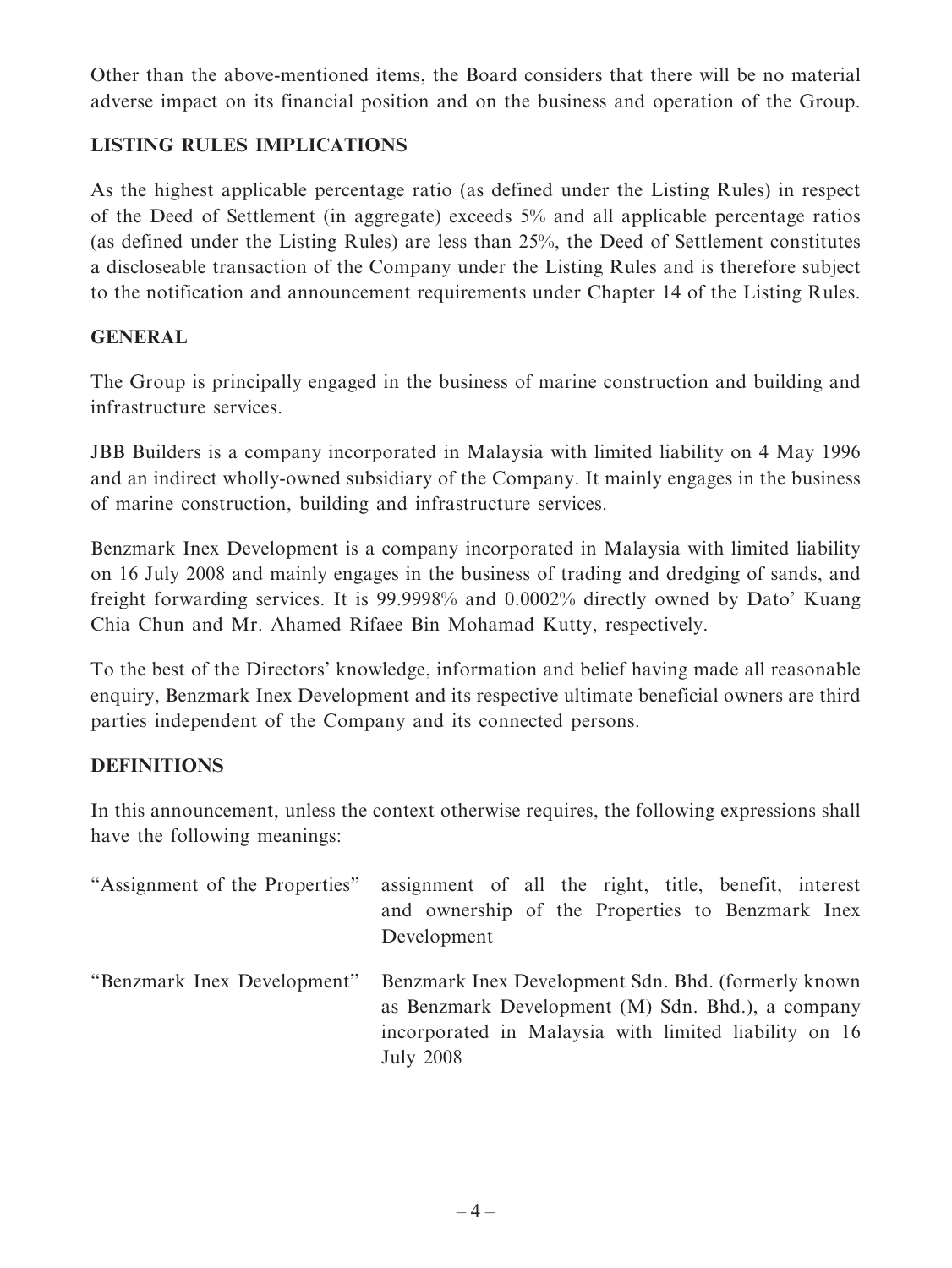Other than the above-mentioned items, the Board considers that there will be no material adverse impact on its financial position and on the business and operation of the Group.

## LISTING RULES IMPLICATIONS

As the highest applicable percentage ratio (as defined under the Listing Rules) in respect of the Deed of Settlement (in aggregate) exceeds 5% and all applicable percentage ratios (as defined under the Listing Rules) are less than 25%, the Deed of Settlement constitutes a discloseable transaction of the Company under the Listing Rules and is therefore subject to the notification and announcement requirements under Chapter 14 of the Listing Rules.

## GENERAL

The Group is principally engaged in the business of marine construction and building and infrastructure services.

JBB Builders is a company incorporated in Malaysia with limited liability on 4 May 1996 and an indirect wholly-owned subsidiary of the Company. It mainly engages in the business of marine construction, building and infrastructure services.

Benzmark Inex Development is a company incorporated in Malaysia with limited liability on 16 July 2008 and mainly engages in the business of trading and dredging of sands, and freight forwarding services. It is 99.9998% and 0.0002% directly owned by Dato' Kuang Chia Chun and Mr. Ahamed Rifaee Bin Mohamad Kutty, respectively.

To the best of the Directors' knowledge, information and belief having made all reasonable enquiry, Benzmark Inex Development and its respective ultimate beneficial owners are third parties independent of the Company and its connected persons.

## DEFINITIONS

In this announcement, unless the context otherwise requires, the following expressions shall have the following meanings:

| | |
|---|---|
| "Assignment of the Properties" | assignment of all the right, title, benefit, interest and ownership of the Properties to Benzmark Inex Development |
| "Benzmark Inex Development" | Benzmark Inex Development Sdn. Bhd. (formerly known as Benzmark Development (M) Sdn. Bhd.), a company incorporated in Malaysia with limited liability on 16 July 2008 |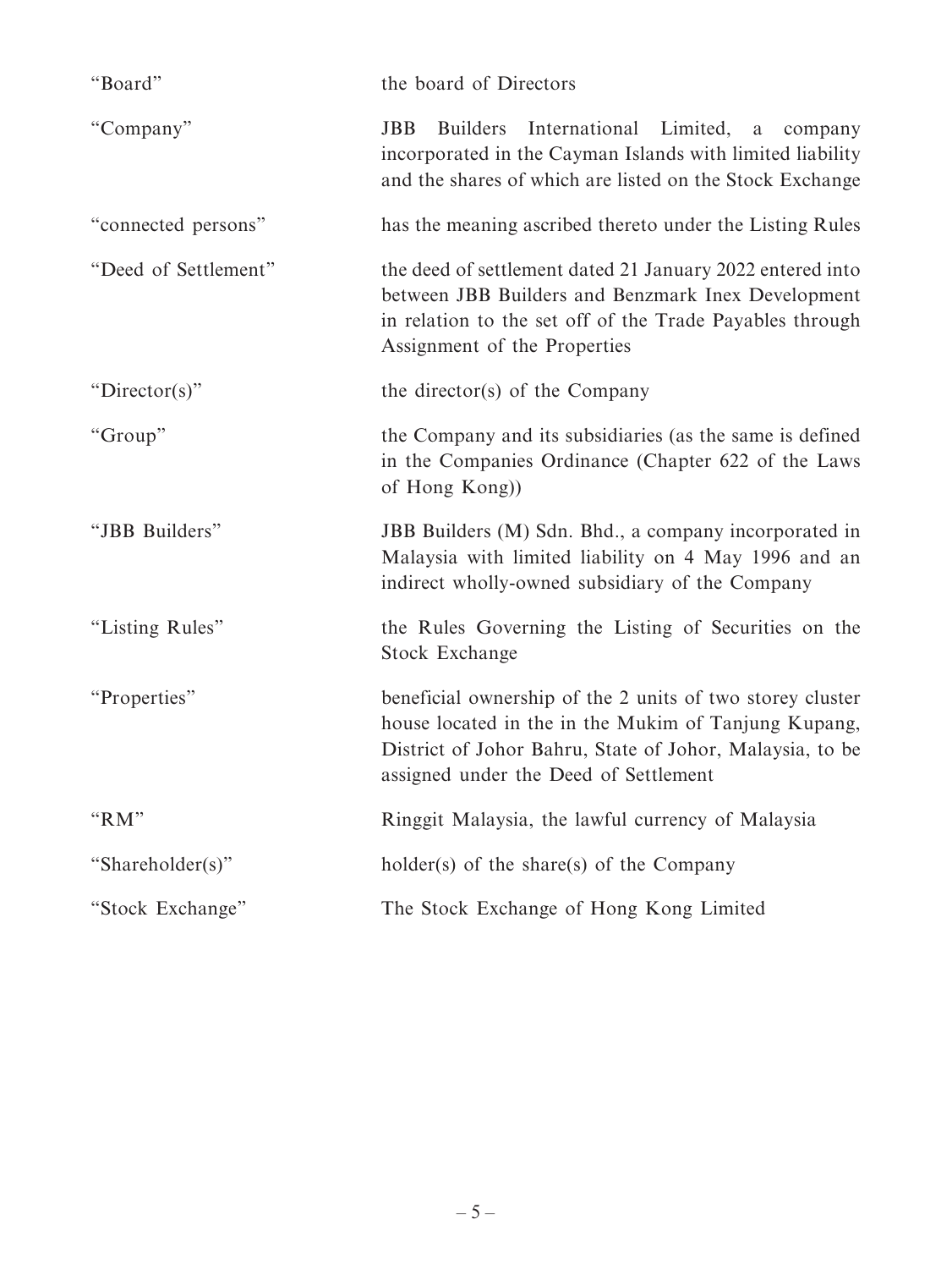| | |
|---|---|
| "Board" | the board of Directors |
| "Company" | JBB Builders International Limited, a company incorporated in the Cayman Islands with limited liability and the shares of which are listed on the Stock Exchange |
| "connected persons" | has the meaning ascribed thereto under the Listing Rules |
| "Deed of Settlement" | the deed of settlement dated 21 January 2022 entered into between JBB Builders and Benzmark Inex Development in relation to the set off of the Trade Payables through Assignment of the Properties |
| "Director(s)" | the director(s) of the Company |
| "Group" | the Company and its subsidiaries (as the same is defined in the Companies Ordinance (Chapter 622 of the Laws of Hong Kong)) |
| "JBB Builders" | JBB Builders (M) Sdn. Bhd., a company incorporated in Malaysia with limited liability on 4 May 1996 and an indirect wholly-owned subsidiary of the Company |
| "Listing Rules" | the Rules Governing the Listing of Securities on the Stock Exchange |
| "Properties" | beneficial ownership of the 2 units of two storey cluster house located in the in the Mukim of Tanjung Kupang, District of Johor Bahru, State of Johor, Malaysia, to be assigned under the Deed of Settlement |
| "RM" | Ringgit Malaysia, the lawful currency of Malaysia |
| "Shareholder(s)" | holder(s) of the share(s) of the Company |
| "Stock Exchange" | The Stock Exchange of Hong Kong Limited |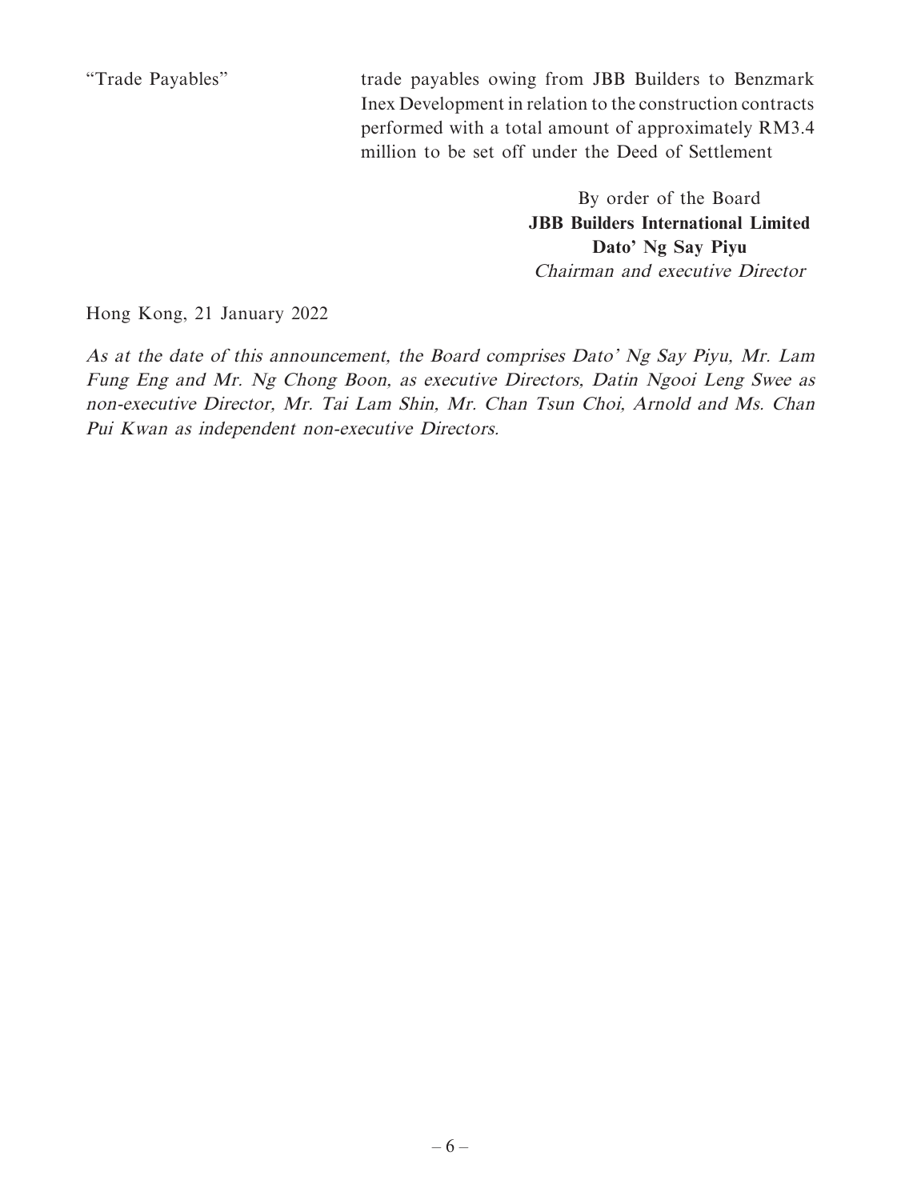| | |
|---|---|
| "Trade Payables" | trade payables owing from JBB Builders to Benzmark Inex Development in relation to the construction contracts performed with a total amount of approximately RM3.4 million to be set off under the Deed of Settlement |

By order of the Board
**JBB Builders International Limited**
**Dato' Ng Say Piyu**
*Chairman and executive Director*

Hong Kong, 21 January 2022

*As at the date of this announcement, the Board comprises Dato' Ng Say Piyu, Mr. Lam Fung Eng and Mr. Ng Chong Boon, as executive Directors, Datin Ngooi Leng Swee as non-executive Director, Mr. Tai Lam Shin, Mr. Chan Tsun Choi, Arnold and Ms. Chan Pui Kwan as independent non-executive Directors.*